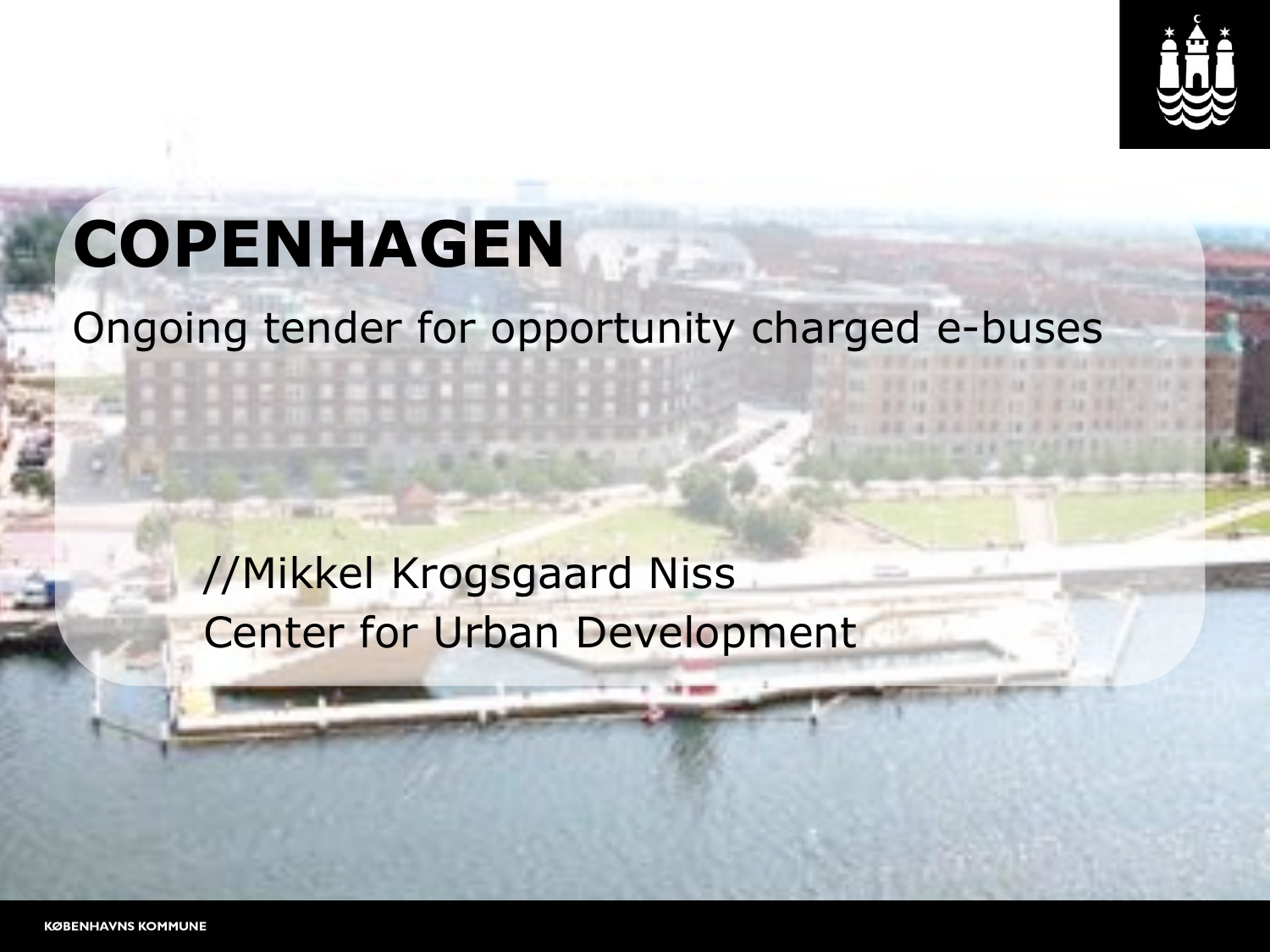# COPENHAGEN

Ongoing tender for opportunity charged e-buses

//Mikkel Krogsgaard Niss
Center for Urban Development

KØBENHAVNS KOMMUNE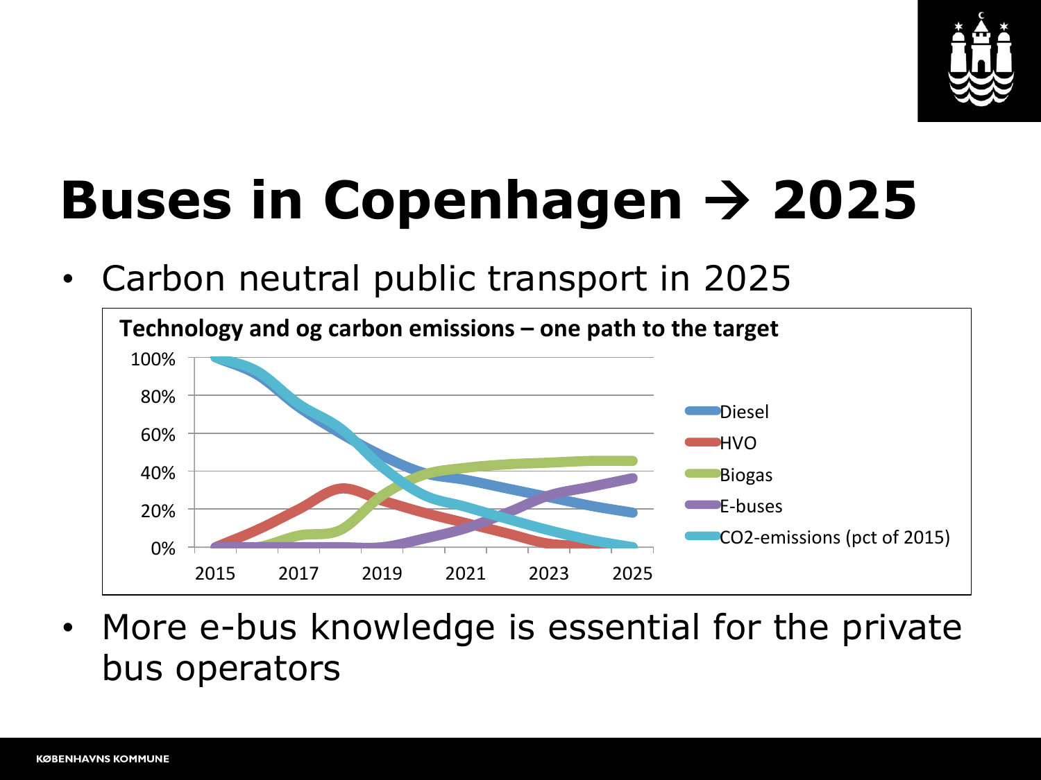# Buses in Copenhagen → 2025

- Carbon neutral public transport in 2025

**Technology and og carbon emissions – one path to the target**

- More e-bus knowledge is essential for the private bus operators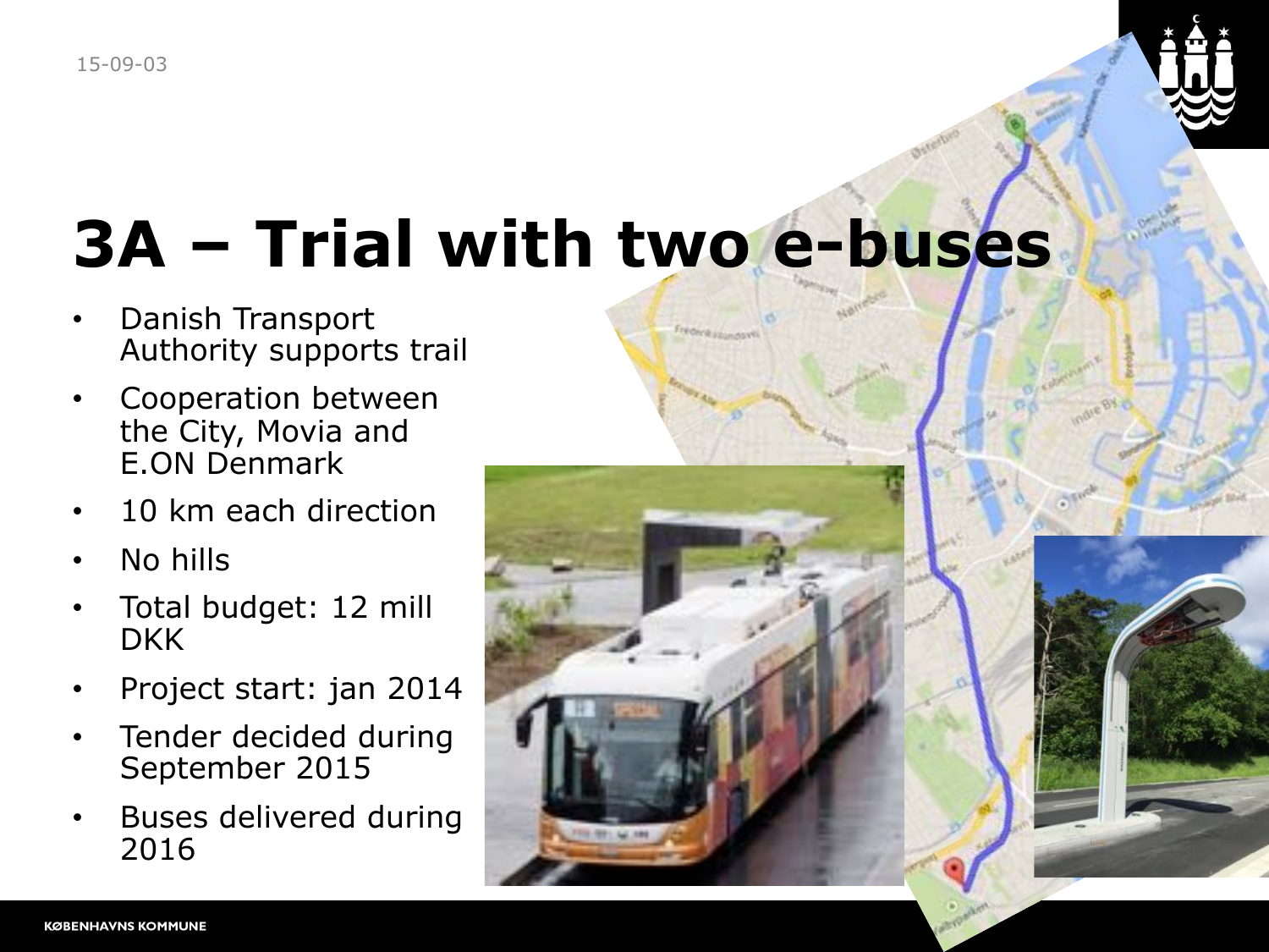# 3A – Trial with two e-buses

- Danish Transport Authority supports trail
- Cooperation between the City, Movia and E.ON Denmark
- 10 km each direction
- No hills
- Total budget: 12 mill DKK
- Project start: jan 2014
- Tender decided during September 2015
- Buses delivered during 2016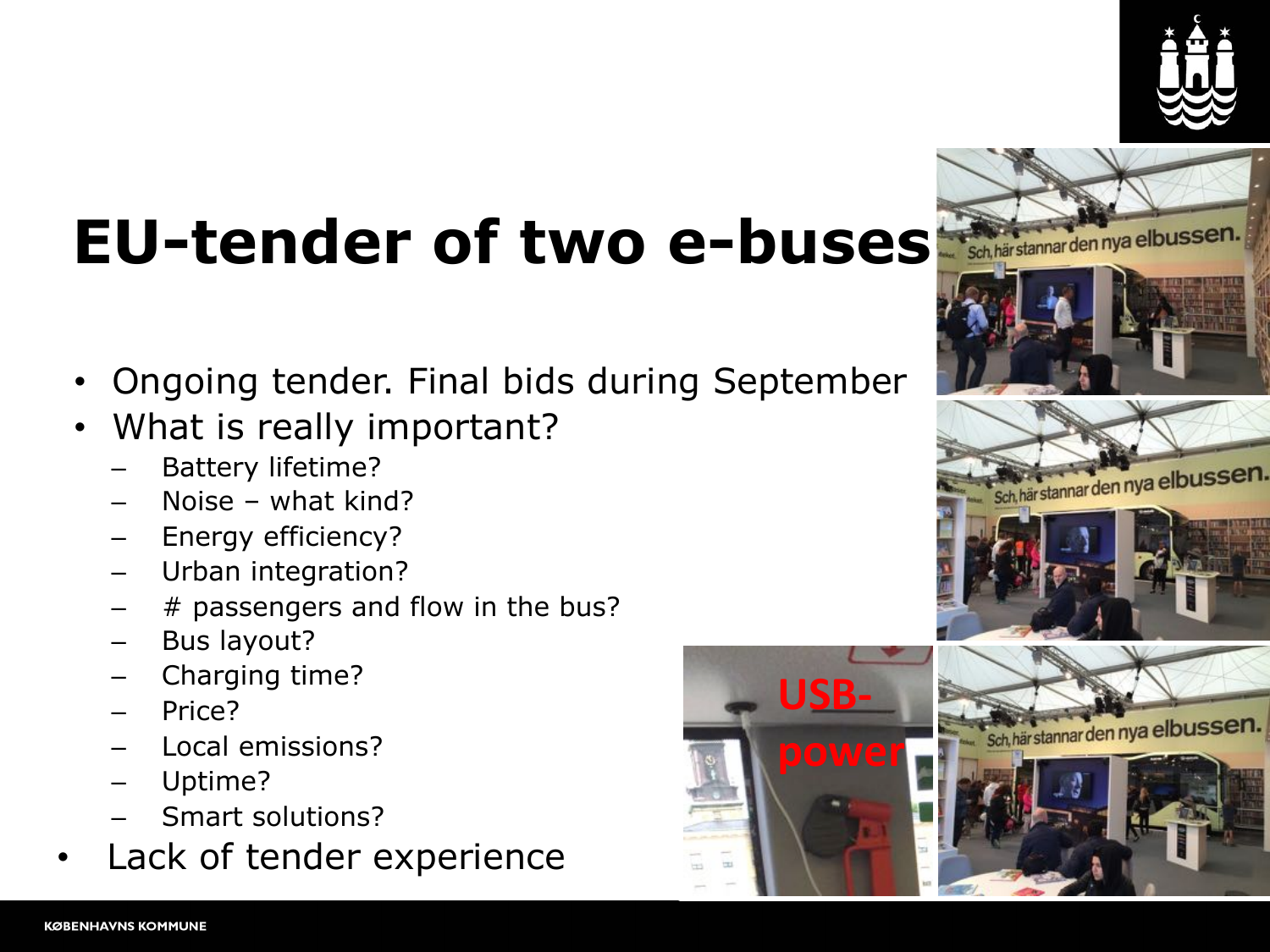# EU-tender of two e-buses

- Ongoing tender. Final bids during September
- What is really important?
  - Battery lifetime?
  - Noise – what kind?
  - Energy efficiency?
  - Urban integration?
  - # passengers and flow in the bus?
  - Bus layout?
  - Charging time?
  - Price?
  - Local emissions?
  - Uptime?
  - Smart solutions?
- Lack of tender experience

USB-power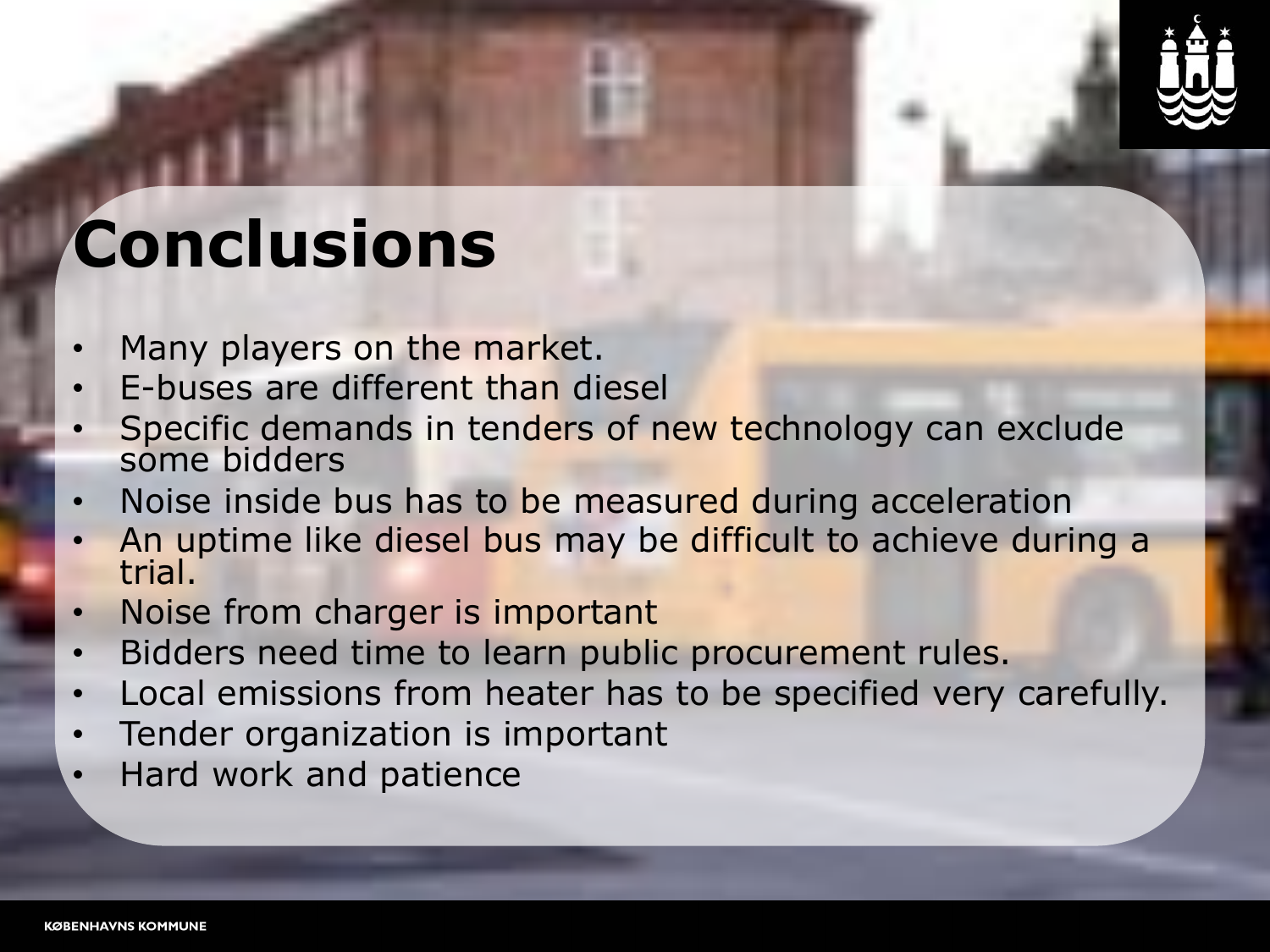# Conclusions

- Many players on the market.
- E-buses are different than diesel
- Specific demands in tenders of new technology can exclude some bidders
- Noise inside bus has to be measured during acceleration
- An uptime like diesel bus may be difficult to achieve during a trial.
- Noise from charger is important
- Bidders need time to learn public procurement rules.
- Local emissions from heater has to be specified very carefully.
- Tender organization is important
- Hard work and patience